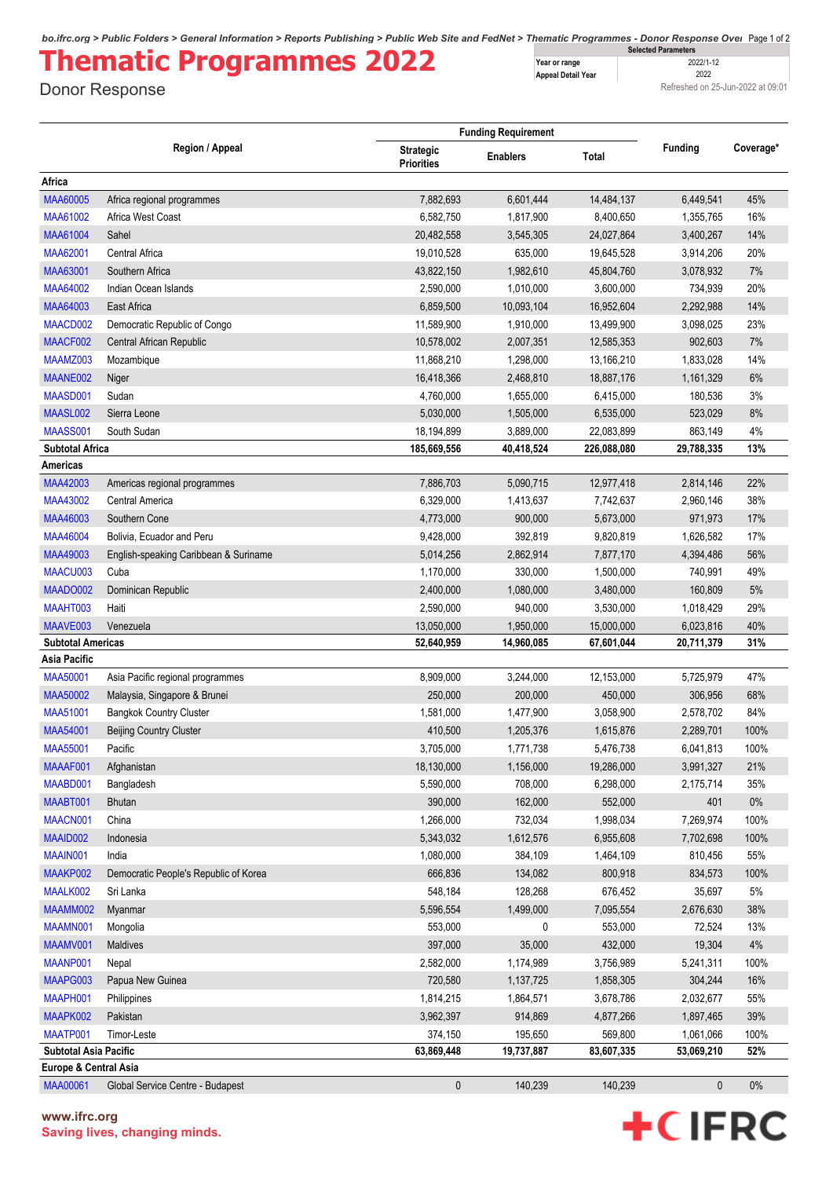# Thematic Programmes 2022

Donor Response

| Selected Parameters | |
|---|---|
| Year or range | 2022/1-12 |
| Appeal Detail Year | 2022 |

Refreshed on 25-Jun-2022 at 09:01

| Region / Appeal | | Funding Requirement | | | Funding | Coverage* |
|---|---|---|---|---|---|---|
| | | Strategic Priorities | Enablers | Total | | |
| **Africa** | | | | | | |
| MAA60005 | Africa regional programmes | 7,882,693 | 6,601,444 | 14,484,137 | 6,449,541 | 45% |
| MAA61002 | Africa West Coast | 6,582,750 | 1,817,900 | 8,400,650 | 1,355,765 | 16% |
| MAA61004 | Sahel | 20,482,558 | 3,545,305 | 24,027,864 | 3,400,267 | 14% |
| MAA62001 | Central Africa | 19,010,528 | 635,000 | 19,645,528 | 3,914,206 | 20% |
| MAA63001 | Southern Africa | 43,822,150 | 1,982,610 | 45,804,760 | 3,078,932 | 7% |
| MAA64002 | Indian Ocean Islands | 2,590,000 | 1,010,000 | 3,600,000 | 734,939 | 20% |
| MAA64003 | East Africa | 6,859,500 | 10,093,104 | 16,952,604 | 2,292,988 | 14% |
| MAACD002 | Democratic Republic of Congo | 11,589,900 | 1,910,000 | 13,499,900 | 3,098,025 | 23% |
| MAACF002 | Central African Republic | 10,578,002 | 2,007,351 | 12,585,353 | 902,603 | 7% |
| MAAMZ003 | Mozambique | 11,868,210 | 1,298,000 | 13,166,210 | 1,833,028 | 14% |
| MAANE002 | Niger | 16,418,366 | 2,468,810 | 18,887,176 | 1,161,329 | 6% |
| MAASD001 | Sudan | 4,760,000 | 1,655,000 | 6,415,000 | 180,536 | 3% |
| MAASL002 | Sierra Leone | 5,030,000 | 1,505,000 | 6,535,000 | 523,029 | 8% |
| MAASS001 | South Sudan | 18,194,899 | 3,889,000 | 22,083,899 | 863,149 | 4% |
| **Subtotal Africa** | | **185,669,556** | **40,418,524** | **226,088,080** | **29,788,335** | **13%** |
| **Americas** | | | | | | |
| MAA42003 | Americas regional programmes | 7,886,703 | 5,090,715 | 12,977,418 | 2,814,146 | 22% |
| MAA43002 | Central America | 6,329,000 | 1,413,637 | 7,742,637 | 2,960,146 | 38% |
| MAA46003 | Southern Cone | 4,773,000 | 900,000 | 5,673,000 | 971,973 | 17% |
| MAA46004 | Bolivia, Ecuador and Peru | 9,428,000 | 392,819 | 9,820,819 | 1,626,582 | 17% |
| MAA49003 | English-speaking Caribbean & Suriname | 5,014,256 | 2,862,914 | 7,877,170 | 4,394,486 | 56% |
| MAACU003 | Cuba | 1,170,000 | 330,000 | 1,500,000 | 740,991 | 49% |
| MAADO002 | Dominican Republic | 2,400,000 | 1,080,000 | 3,480,000 | 160,809 | 5% |
| MAAHT003 | Haiti | 2,590,000 | 940,000 | 3,530,000 | 1,018,429 | 29% |
| MAAVE003 | Venezuela | 13,050,000 | 1,950,000 | 15,000,000 | 6,023,816 | 40% |
| **Subtotal Americas** | | **52,640,959** | **14,960,085** | **67,601,044** | **20,711,379** | **31%** |
| **Asia Pacific** | | | | | | |
| MAA50001 | Asia Pacific regional programmes | 8,909,000 | 3,244,000 | 12,153,000 | 5,725,979 | 47% |
| MAA50002 | Malaysia, Singapore & Brunei | 250,000 | 200,000 | 450,000 | 306,956 | 68% |
| MAA51001 | Bangkok Country Cluster | 1,581,000 | 1,477,900 | 3,058,900 | 2,578,702 | 84% |
| MAA54001 | Beijing Country Cluster | 410,500 | 1,205,376 | 1,615,876 | 2,289,701 | 100% |
| MAA55001 | Pacific | 3,705,000 | 1,771,738 | 5,476,738 | 6,041,813 | 100% |
| MAAAF001 | Afghanistan | 18,130,000 | 1,156,000 | 19,286,000 | 3,991,327 | 21% |
| MAABD001 | Bangladesh | 5,590,000 | 708,000 | 6,298,000 | 2,175,714 | 35% |
| MAABT001 | Bhutan | 390,000 | 162,000 | 552,000 | 401 | 0% |
| MAACN001 | China | 1,266,000 | 732,034 | 1,998,034 | 7,269,974 | 100% |
| MAAID002 | Indonesia | 5,343,032 | 1,612,576 | 6,955,608 | 7,702,698 | 100% |
| MAAIN001 | India | 1,080,000 | 384,109 | 1,464,109 | 810,456 | 55% |
| MAAKP002 | Democratic People's Republic of Korea | 666,836 | 134,082 | 800,918 | 834,573 | 100% |
| MAALK002 | Sri Lanka | 548,184 | 128,268 | 676,452 | 35,697 | 5% |
| MAAMM002 | Myanmar | 5,596,554 | 1,499,000 | 7,095,554 | 2,676,630 | 38% |
| MAAMN001 | Mongolia | 553,000 | 0 | 553,000 | 72,524 | 13% |
| MAAMV001 | Maldives | 397,000 | 35,000 | 432,000 | 19,304 | 4% |
| MAANP001 | Nepal | 2,582,000 | 1,174,989 | 3,756,989 | 5,241,311 | 100% |
| MAAPG003 | Papua New Guinea | 720,580 | 1,137,725 | 1,858,305 | 304,244 | 16% |
| MAAPH001 | Philippines | 1,814,215 | 1,864,571 | 3,678,786 | 2,032,677 | 55% |
| MAAPK002 | Pakistan | 3,962,397 | 914,869 | 4,877,266 | 1,897,465 | 39% |
| MAATP001 | Timor-Leste | 374,150 | 195,650 | 569,800 | 1,061,066 | 100% |
| **Subtotal Asia Pacific** | | **63,869,448** | **19,737,887** | **83,607,335** | **53,069,210** | **52%** |
| **Europe & Central Asia** | | | | | | |
| MAA00061 | Global Service Centre - Budapest | 0 | 140,239 | 140,239 | 0 | 0% |

www.ifrc.org
Saving lives, changing minds.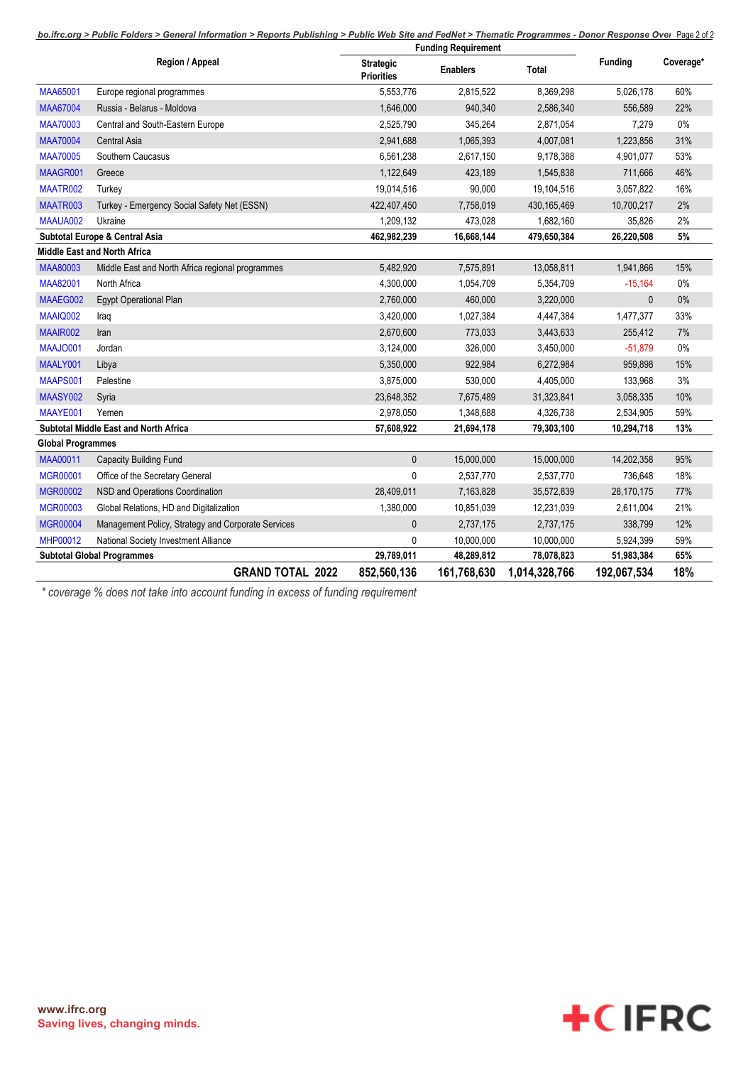| Region / Appeal | | Funding Requirement | | | Funding | Coverage* |
|---|---|---|---|---|---|---|
| | | Strategic Priorities | Enablers | Total | | |
| MAA65001 | Europe regional programmes | 5,553,776 | 2,815,522 | 8,369,298 | 5,026,178 | 60% |
| MAA67004 | Russia - Belarus - Moldova | 1,646,000 | 940,340 | 2,586,340 | 556,589 | 22% |
| MAA70003 | Central and South-Eastern Europe | 2,525,790 | 345,264 | 2,871,054 | 7,279 | 0% |
| MAA70004 | Central Asia | 2,941,688 | 1,065,393 | 4,007,081 | 1,223,856 | 31% |
| MAA70005 | Southern Caucasus | 6,561,238 | 2,617,150 | 9,178,388 | 4,901,077 | 53% |
| MAAGR001 | Greece | 1,122,649 | 423,189 | 1,545,838 | 711,666 | 46% |
| MAATR002 | Turkey | 19,014,516 | 90,000 | 19,104,516 | 3,057,822 | 16% |
| MAATR003 | Turkey - Emergency Social Safety Net (ESSN) | 422,407,450 | 7,758,019 | 430,165,469 | 10,700,217 | 2% |
| MAAUA002 | Ukraine | 1,209,132 | 473,028 | 1,682,160 | 35,826 | 2% |
| **Subtotal Europe & Central Asia** | | **462,982,239** | **16,668,144** | **479,650,384** | **26,220,508** | **5%** |
| **Middle East and North Africa** | | | | | | |
| MAA80003 | Middle East and North Africa regional programmes | 5,482,920 | 7,575,891 | 13,058,811 | 1,941,866 | 15% |
| MAA82001 | North Africa | 4,300,000 | 1,054,709 | 5,354,709 | -15,164 | 0% |
| MAAEG002 | Egypt Operational Plan | 2,760,000 | 460,000 | 3,220,000 | 0 | 0% |
| MAAIQ002 | Iraq | 3,420,000 | 1,027,384 | 4,447,384 | 1,477,377 | 33% |
| MAAIR002 | Iran | 2,670,600 | 773,033 | 3,443,633 | 255,412 | 7% |
| MAAJO001 | Jordan | 3,124,000 | 326,000 | 3,450,000 | -51,879 | 0% |
| MAALY001 | Libya | 5,350,000 | 922,984 | 6,272,984 | 959,898 | 15% |
| MAAPS001 | Palestine | 3,875,000 | 530,000 | 4,405,000 | 133,968 | 3% |
| MAASY002 | Syria | 23,648,352 | 7,675,489 | 31,323,841 | 3,058,335 | 10% |
| MAAYE001 | Yemen | 2,978,050 | 1,348,688 | 4,326,738 | 2,534,905 | 59% |
| **Subtotal Middle East and North Africa** | | **57,608,922** | **21,694,178** | **79,303,100** | **10,294,718** | **13%** |
| **Global Programmes** | | | | | | |
| MAA00011 | Capacity Building Fund | 0 | 15,000,000 | 15,000,000 | 14,202,358 | 95% |
| MGR00001 | Office of the Secretary General | 0 | 2,537,770 | 2,537,770 | 736,648 | 18% |
| MGR00002 | NSD and Operations Coordination | 28,409,011 | 7,163,828 | 35,572,839 | 28,170,175 | 77% |
| MGR00003 | Global Relations, HD and Digitalization | 1,380,000 | 10,851,039 | 12,231,039 | 2,611,004 | 21% |
| MGR00004 | Management Policy, Strategy and Corporate Services | 0 | 2,737,175 | 2,737,175 | 338,799 | 12% |
| MHP00012 | National Society Investment Alliance | 0 | 10,000,000 | 10,000,000 | 5,924,399 | 59% |
| **Subtotal Global Programmes** | | **29,789,011** | **48,289,812** | **78,078,823** | **51,983,384** | **65%** |
| | **GRAND TOTAL 2022** | **852,560,136** | **161,768,630** | **1,014,328,766** | **192,067,534** | **18%** |

*\* coverage % does not take into account funding in excess of funding requirement*

www.ifrc.org
Saving lives, changing minds.